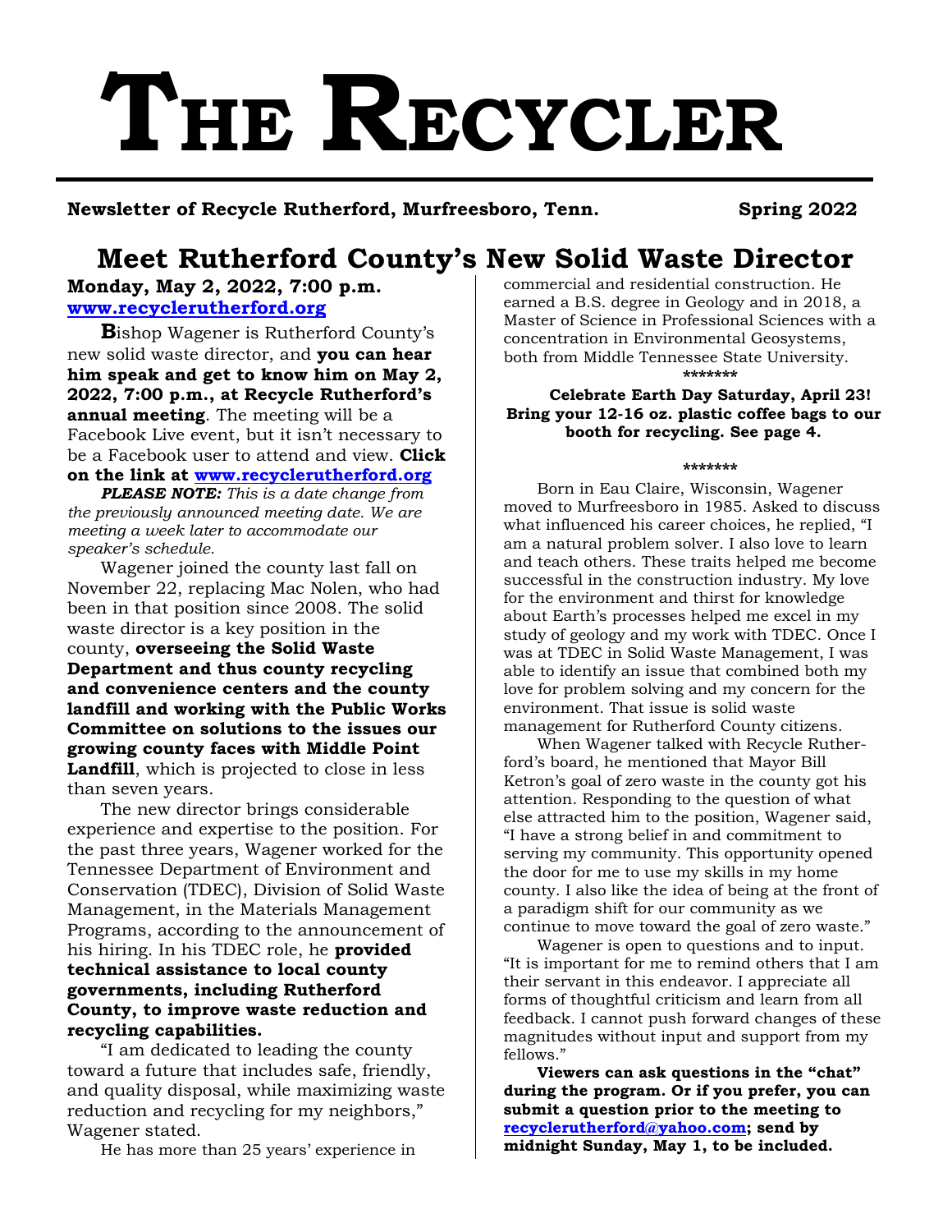# THE RECYCLER

**Newsletter of Recycle Rutherford, Murfreesboro, Tenn. Spring 2022**

## Meet Rutherford County's New Solid Waste Director

**Monday, May 2, 2022, 7:00 p.m.**
**www.recyclerutherford.org**

Bishop Wagener is Rutherford County's new solid waste director, and **you can hear him speak and get to know him on May 2, 2022, 7:00 p.m., at Recycle Rutherford's annual meeting**. The meeting will be a Facebook Live event, but it isn't necessary to be a Facebook user to attend and view. **Click on the link at www.recyclerutherford.org**

***PLEASE NOTE:*** *This is a date change from the previously announced meeting date. We are meeting a week later to accommodate our speaker's schedule.*

Wagener joined the county last fall on November 22, replacing Mac Nolen, who had been in that position since 2008. The solid waste director is a key position in the county, **overseeing the Solid Waste Department and thus county recycling and convenience centers and the county landfill and working with the Public Works Committee on solutions to the issues our growing county faces with Middle Point Landfill**, which is projected to close in less than seven years.

The new director brings considerable experience and expertise to the position. For the past three years, Wagener worked for the Tennessee Department of Environment and Conservation (TDEC), Division of Solid Waste Management, in the Materials Management Programs, according to the announcement of his hiring. In his TDEC role, he **provided technical assistance to local county governments, including Rutherford County, to improve waste reduction and recycling capabilities.**

"I am dedicated to leading the county toward a future that includes safe, friendly, and quality disposal, while maximizing waste reduction and recycling for my neighbors," Wagener stated.

He has more than 25 years' experience in commercial and residential construction. He earned a B.S. degree in Geology and in 2018, a Master of Science in Professional Sciences with a concentration in Environmental Geosystems, both from Middle Tennessee State University.

*******

**Celebrate Earth Day Saturday, April 23! Bring your 12-16 oz. plastic coffee bags to our booth for recycling. See page 4.**

*******

Born in Eau Claire, Wisconsin, Wagener moved to Murfreesboro in 1985. Asked to discuss what influenced his career choices, he replied, "I am a natural problem solver. I also love to learn and teach others. These traits helped me become successful in the construction industry. My love for the environment and thirst for knowledge about Earth's processes helped me excel in my study of geology and my work with TDEC. Once I was at TDEC in Solid Waste Management, I was able to identify an issue that combined both my love for problem solving and my concern for the environment. That issue is solid waste management for Rutherford County citizens.

When Wagener talked with Recycle Rutherford's board, he mentioned that Mayor Bill Ketron's goal of zero waste in the county got his attention. Responding to the question of what else attracted him to the position, Wagener said, "I have a strong belief in and commitment to serving my community. This opportunity opened the door for me to use my skills in my home county. I also like the idea of being at the front of a paradigm shift for our community as we continue to move toward the goal of zero waste."

Wagener is open to questions and to input. "It is important for me to remind others that I am their servant in this endeavor. I appreciate all forms of thoughtful criticism and learn from all feedback. I cannot push forward changes of these magnitudes without input and support from my fellows."

**Viewers can ask questions in the "chat" during the program. Or if you prefer, you can submit a question prior to the meeting to recyclerutherford@yahoo.com; send by midnight Sunday, May 1, to be included.**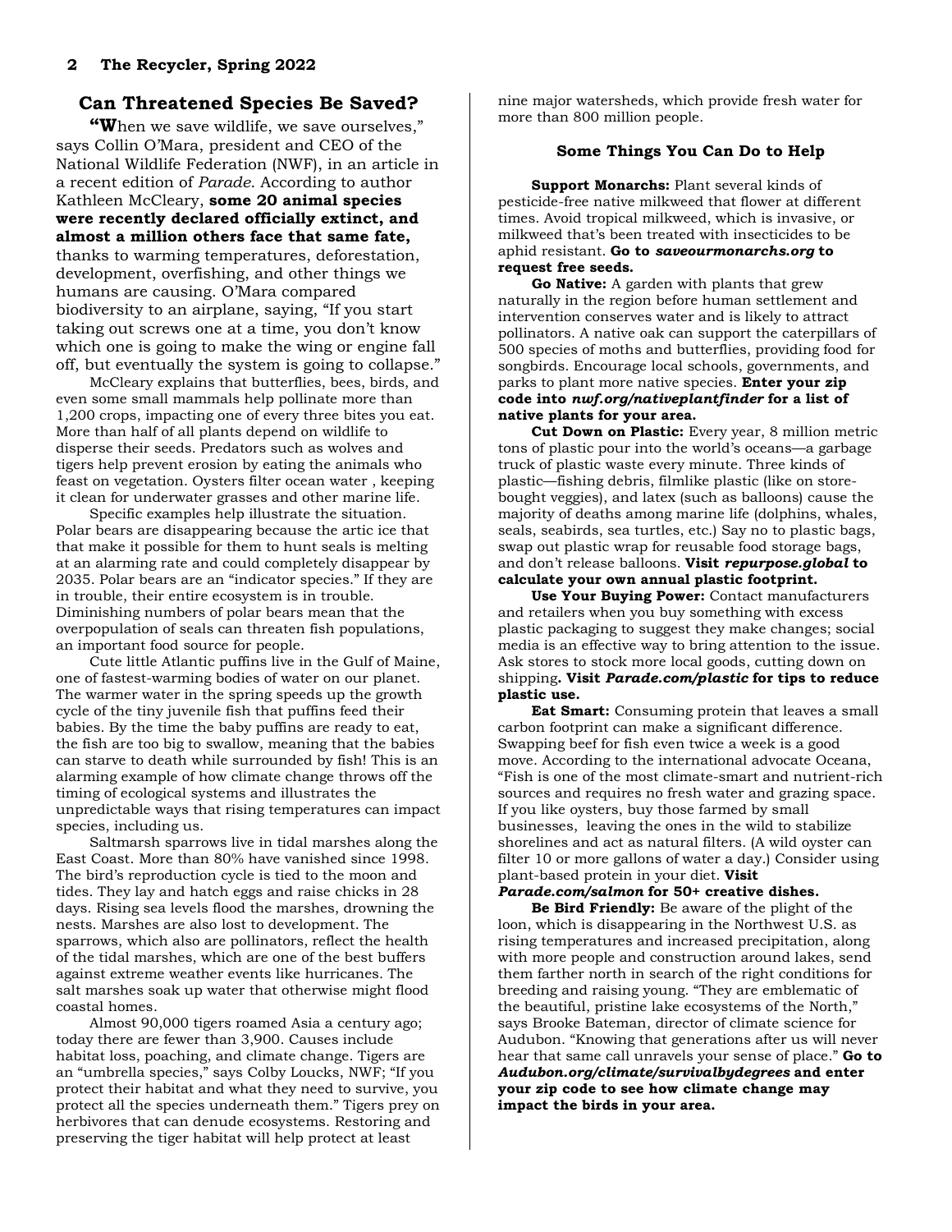## Can Threatened Species Be Saved?

"**W**hen we save wildlife, we save ourselves," says Collin O'Mara, president and CEO of the National Wildlife Federation (NWF), in an article in a recent edition of *Parade*. According to author Kathleen McCleary, **some 20 animal species were recently declared officially extinct, and almost a million others face that same fate,** thanks to warming temperatures, deforestation, development, overfishing, and other things we humans are causing. O'Mara compared biodiversity to an airplane, saying, "If you start taking out screws one at a time, you don't know which one is going to make the wing or engine fall off, but eventually the system is going to collapse."

McCleary explains that butterflies, bees, birds, and even some small mammals help pollinate more than 1,200 crops, impacting one of every three bites you eat. More than half of all plants depend on wildlife to disperse their seeds. Predators such as wolves and tigers help prevent erosion by eating the animals who feast on vegetation. Oysters filter ocean water , keeping it clean for underwater grasses and other marine life.

Specific examples help illustrate the situation. Polar bears are disappearing because the artic ice that that make it possible for them to hunt seals is melting at an alarming rate and could completely disappear by 2035. Polar bears are an "indicator species." If they are in trouble, their entire ecosystem is in trouble. Diminishing numbers of polar bears mean that the overpopulation of seals can threaten fish populations, an important food source for people.

Cute little Atlantic puffins live in the Gulf of Maine, one of fastest-warming bodies of water on our planet. The warmer water in the spring speeds up the growth cycle of the tiny juvenile fish that puffins feed their babies. By the time the baby puffins are ready to eat, the fish are too big to swallow, meaning that the babies can starve to death while surrounded by fish! This is an alarming example of how climate change throws off the timing of ecological systems and illustrates the unpredictable ways that rising temperatures can impact species, including us.

Saltmarsh sparrows live in tidal marshes along the East Coast. More than 80% have vanished since 1998. The bird's reproduction cycle is tied to the moon and tides. They lay and hatch eggs and raise chicks in 28 days. Rising sea levels flood the marshes, drowning the nests. Marshes are also lost to development. The sparrows, which also are pollinators, reflect the health of the tidal marshes, which are one of the best buffers against extreme weather events like hurricanes. The salt marshes soak up water that otherwise might flood coastal homes.

Almost 90,000 tigers roamed Asia a century ago; today there are fewer than 3,900. Causes include habitat loss, poaching, and climate change. Tigers are an "umbrella species," says Colby Loucks, NWF; "If you protect their habitat and what they need to survive, you protect all the species underneath them." Tigers prey on herbivores that can denude ecosystems. Restoring and preserving the tiger habitat will help protect at least nine major watersheds, which provide fresh water for more than 800 million people.

### Some Things You Can Do to Help

**Support Monarchs:** Plant several kinds of pesticide-free native milkweed that flower at different times. Avoid tropical milkweed, which is invasive, or milkweed that's been treated with insecticides to be aphid resistant. **Go to *saveourmonarchs.org* to request free seeds.**

**Go Native:** A garden with plants that grew naturally in the region before human settlement and intervention conserves water and is likely to attract pollinators. A native oak can support the caterpillars of 500 species of moths and butterflies, providing food for songbirds. Encourage local schools, governments, and parks to plant more native species. **Enter your zip code into *nwf.org/nativeplantfinder* for a list of native plants for your area.**

**Cut Down on Plastic:** Every year, 8 million metric tons of plastic pour into the world's oceans—a garbage truck of plastic waste every minute. Three kinds of plastic—fishing debris, filmlike plastic (like on store-bought veggies), and latex (such as balloons) cause the majority of deaths among marine life (dolphins, whales, seals, seabirds, sea turtles, etc.) Say no to plastic bags, swap out plastic wrap for reusable food storage bags, and don't release balloons. **Visit *repurpose.global* to calculate your own annual plastic footprint.**

**Use Your Buying Power:** Contact manufacturers and retailers when you buy something with excess plastic packaging to suggest they make changes; social media is an effective way to bring attention to the issue. Ask stores to stock more local goods, cutting down on shipping**. Visit *Parade.com/plastic* for tips to reduce plastic use.**

**Eat Smart:** Consuming protein that leaves a small carbon footprint can make a significant difference. Swapping beef for fish even twice a week is a good move. According to the international advocate Oceana, "Fish is one of the most climate-smart and nutrient-rich sources and requires no fresh water and grazing space. If you like oysters, buy those farmed by small businesses, leaving the ones in the wild to stabilize shorelines and act as natural filters. (A wild oyster can filter 10 or more gallons of water a day.) Consider using plant-based protein in your diet. **Visit *Parade.com/salmon* for 50+ creative dishes.**

**Be Bird Friendly:** Be aware of the plight of the loon, which is disappearing in the Northwest U.S. as rising temperatures and increased precipitation, along with more people and construction around lakes, send them farther north in search of the right conditions for breeding and raising young. "They are emblematic of the beautiful, pristine lake ecosystems of the North," says Brooke Bateman, director of climate science for Audubon. "Knowing that generations after us will never hear that same call unravels your sense of place." **Go to *Audubon.org/climate/survivalbydegrees* and enter your zip code to see how climate change may impact the birds in your area.**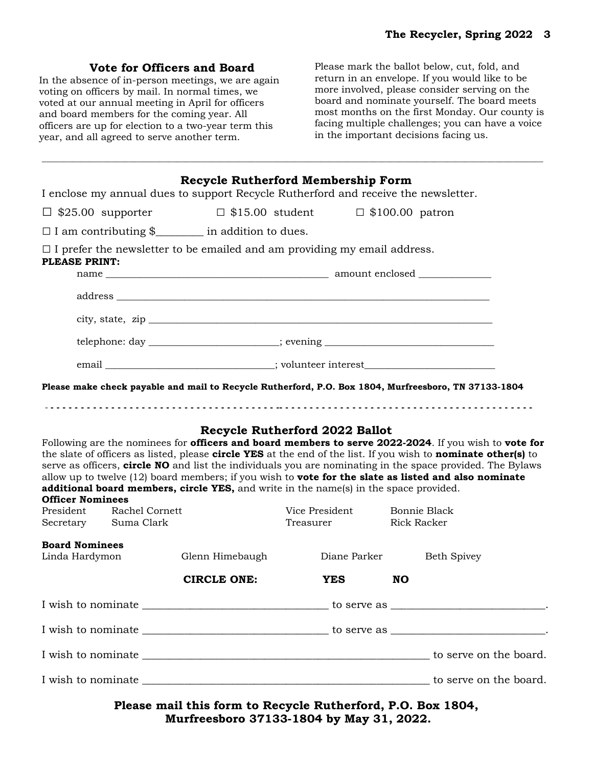## Vote for Officers and Board

In the absence of in-person meetings, we are again voting on officers by mail. In normal times, we voted at our annual meeting in April for officers and board members for the coming year. All officers are up for election to a two-year term this year, and all agreed to serve another term.

Please mark the ballot below, cut, fold, and return in an envelope. If you would like to be more involved, please consider serving on the board and nominate yourself. The board meets most months on the first Monday. Our county is facing multiple challenges; you can have a voice in the important decisions facing us.

---

## Recycle Rutherford Membership Form

I enclose my annual dues to support Recycle Rutherford and receive the newsletter.

☐ $25.00 supporter ☐ $15.00 student ☐ $100.00 patron

☐ I am contributing $_________ in addition to dues.

☐ I prefer the newsletter to be emailed and am providing my email address.

**PLEASE PRINT:**

name _____________________________________________ amount enclosed _______________

address _____________________________________________________________________________

city, state, zip _____________________________________________________________________

telephone: day ___________________________; evening ___________________________________

email ___________________________________; volunteer interest___________________________

**Please make check payable and mail to Recycle Rutherford, P.O. Box 1804, Murfreesboro, TN 37133-1804**

- - - - - - - - - - - - - - - - - - - - - - - - - - - - - - - - - - - - - - - - - - - - - - - - - - - - - - - - - - - - - - - - - - - - - - - - - - - - - - -

## Recycle Rutherford 2022 Ballot

Following are the nominees for **officers and board members to serve 2022-2024**. If you wish to **vote for** the slate of officers as listed, please **circle YES** at the end of the list. If you wish to **nominate other(s)** to serve as officers, **circle NO** and list the individuals you are nominating in the space provided. The Bylaws allow up to twelve (12) board members; if you wish to **vote for the slate as listed and also nominate additional board members, circle YES,** and write in the name(s) in the space provided.

**Officer Nominees**

| | | | |
|---|---|---|---|
| President | Rachel Cornett | Vice President | Bonnie Black |
| Secretary | Suma Clark | Treasurer | Rick Racker |

**Board Nominees**

Linda Hardymon Glenn Himebaugh Diane Parker Beth Spivey

**CIRCLE ONE:** **YES** **NO**

I wish to nominate ___________________________________ to serve as _____________________________.

I wish to nominate ___________________________________ to serve as _____________________________.

I wish to nominate _________________________________________________________ to serve on the board.

I wish to nominate _________________________________________________________ to serve on the board.

**Please mail this form to Recycle Rutherford, P.O. Box 1804, Murfreesboro 37133-1804 by May 31, 2022.**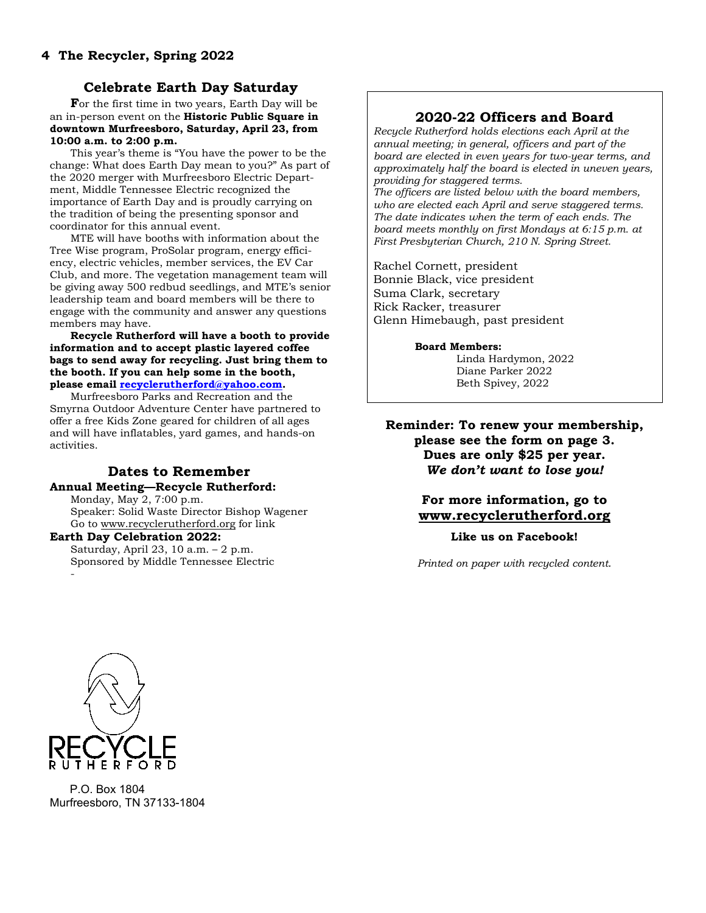## Celebrate Earth Day Saturday

**F**or the first time in two years, Earth Day will be an in-person event on the **Historic Public Square in downtown Murfreesboro, Saturday, April 23, from 10:00 a.m. to 2:00 p.m.**

This year's theme is "You have the power to be the change: What does Earth Day mean to you?" As part of the 2020 merger with Murfreesboro Electric Department, Middle Tennessee Electric recognized the importance of Earth Day and is proudly carrying on the tradition of being the presenting sponsor and coordinator for this annual event.

MTE will have booths with information about the Tree Wise program, ProSolar program, energy efficiency, electric vehicles, member services, the EV Car Club, and more. The vegetation management team will be giving away 500 redbud seedlings, and MTE's senior leadership team and board members will be there to engage with the community and answer any questions members may have.

**Recycle Rutherford will have a booth to provide information and to accept plastic layered coffee bags to send away for recycling. Just bring them to the booth. If you can help some in the booth, please email recyclerutherford@yahoo.com.**

Murfreesboro Parks and Recreation and the Smyrna Outdoor Adventure Center have partnered to offer a free Kids Zone geared for children of all ages and will have inflatables, yard games, and hands-on activities.

## Dates to Remember

**Annual Meeting—Recycle Rutherford:**

Monday, May 2, 7:00 p.m.
Speaker: Solid Waste Director Bishop Wagener
Go to www.recyclerutherford.org for link

**Earth Day Celebration 2022:**

Saturday, April 23, 10 a.m. – 2 p.m.
Sponsored by Middle Tennessee Electric

-

## 2020-22 Officers and Board

*Recycle Rutherford holds elections each April at the annual meeting; in general, officers and part of the board are elected in even years for two-year terms, and approximately half the board is elected in uneven years, providing for staggered terms.*

*The officers are listed below with the board members, who are elected each April and serve staggered terms. The date indicates when the term of each ends. The board meets monthly on first Mondays at 6:15 p.m. at First Presbyterian Church, 210 N. Spring Street.*

Rachel Cornett, president
Bonnie Black, vice president
Suma Clark, secretary
Rick Racker, treasurer
Glenn Himebaugh, past president

**Board Members:**

Linda Hardymon, 2022
Diane Parker 2022
Beth Spivey, 2022

**Reminder: To renew your membership, please see the form on page 3. Dues are only $25 per year.**
***We don't want to lose you!***

**For more information, go to www.recyclerutherford.org**

**Like us on Facebook!**

*Printed on paper with recycled content.*

RECYCLE RUTHERFORD

P.O. Box 1804
Murfreesboro, TN 37133-1804